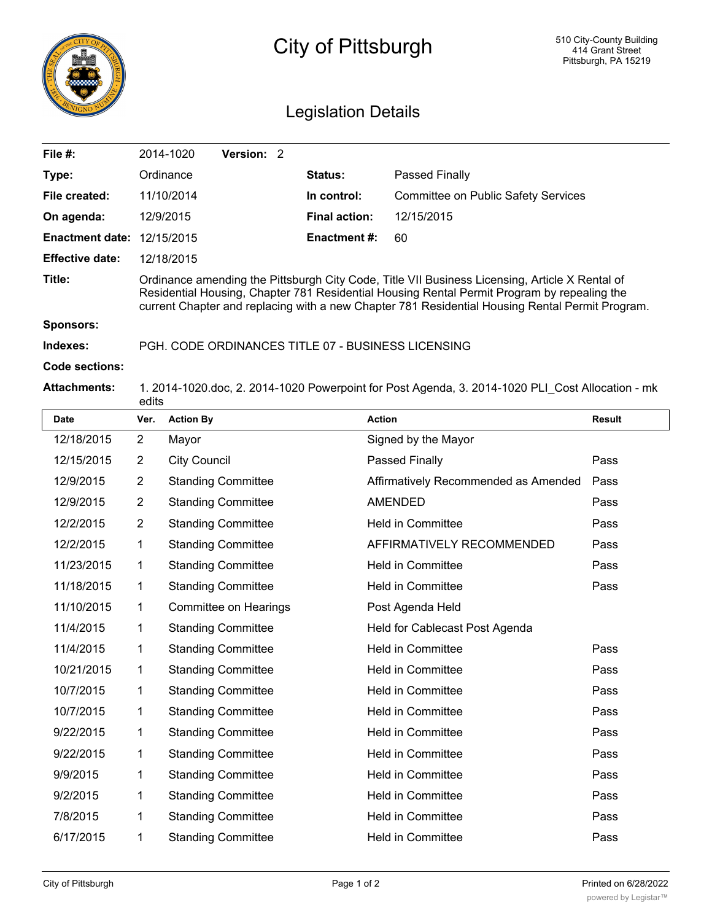# City of Pittsburgh

510 City-County Building
414 Grant Street
Pittsburgh, PA 15219

## Legislation Details

| | | | |
|---|---|---|---|
| **File #:** | 2014-1020 **Version:** 2 | | |
| **Type:** | Ordinance | **Status:** | Passed Finally |
| **File created:** | 11/10/2014 | **In control:** | Committee on Public Safety Services |
| **On agenda:** | 12/9/2015 | **Final action:** | 12/15/2015 |
| **Enactment date:** | 12/15/2015 | **Enactment #:** | 60 |
| **Effective date:** | 12/18/2015 | | |

**Title:** Ordinance amending the Pittsburgh City Code, Title VII Business Licensing, Article X Rental of Residential Housing, Chapter 781 Residential Housing Rental Permit Program by repealing the current Chapter and replacing with a new Chapter 781 Residential Housing Rental Permit Program.

**Sponsors:**

**Indexes:** PGH. CODE ORDINANCES TITLE 07 - BUSINESS LICENSING

**Code sections:**

**Attachments:** 1. 2014-1020.doc, 2. 2014-1020 Powerpoint for Post Agenda, 3. 2014-1020 PLI_Cost Allocation - mk edits

| Date | Ver. | Action By | Action | Result |
|---|---|---|---|---|
| 12/18/2015 | 2 | Mayor | Signed by the Mayor | |
| 12/15/2015 | 2 | City Council | Passed Finally | Pass |
| 12/9/2015 | 2 | Standing Committee | Affirmatively Recommended as Amended | Pass |
| 12/9/2015 | 2 | Standing Committee | AMENDED | Pass |
| 12/2/2015 | 2 | Standing Committee | Held in Committee | Pass |
| 12/2/2015 | 1 | Standing Committee | AFFIRMATIVELY RECOMMENDED | Pass |
| 11/23/2015 | 1 | Standing Committee | Held in Committee | Pass |
| 11/18/2015 | 1 | Standing Committee | Held in Committee | Pass |
| 11/10/2015 | 1 | Committee on Hearings | Post Agenda Held | |
| 11/4/2015 | 1 | Standing Committee | Held for Cablecast Post Agenda | |
| 11/4/2015 | 1 | Standing Committee | Held in Committee | Pass |
| 10/21/2015 | 1 | Standing Committee | Held in Committee | Pass |
| 10/7/2015 | 1 | Standing Committee | Held in Committee | Pass |
| 10/7/2015 | 1 | Standing Committee | Held in Committee | Pass |
| 9/22/2015 | 1 | Standing Committee | Held in Committee | Pass |
| 9/22/2015 | 1 | Standing Committee | Held in Committee | Pass |
| 9/9/2015 | 1 | Standing Committee | Held in Committee | Pass |
| 9/2/2015 | 1 | Standing Committee | Held in Committee | Pass |
| 7/8/2015 | 1 | Standing Committee | Held in Committee | Pass |
| 6/17/2015 | 1 | Standing Committee | Held in Committee | Pass |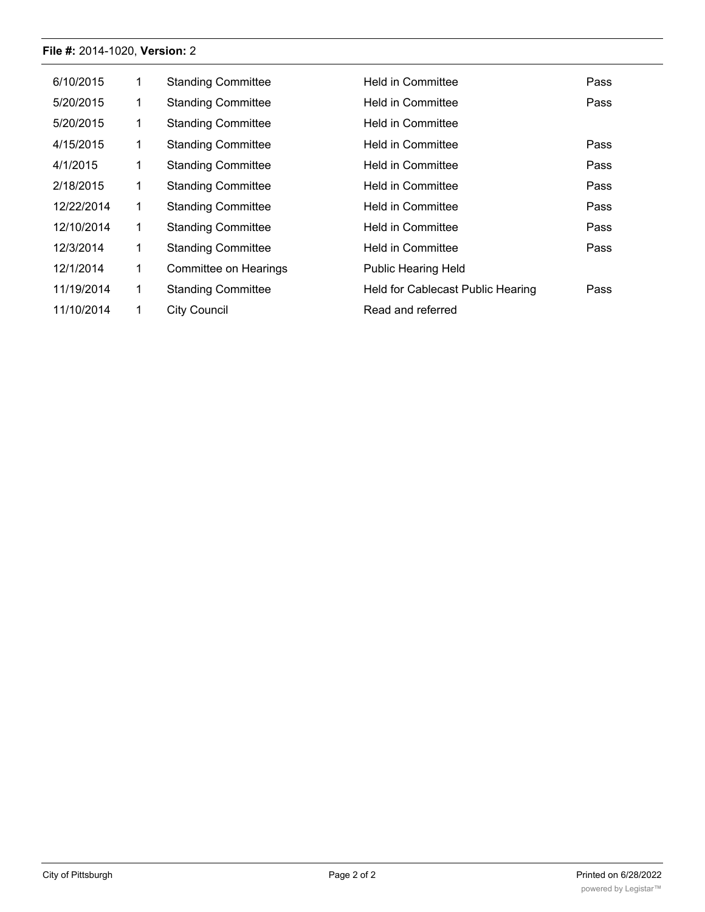**File #:** 2014-1020, **Version:** 2

| | | | | |
|---|---|---|---|---|
| 6/10/2015 | 1 | Standing Committee | Held in Committee | Pass |
| 5/20/2015 | 1 | Standing Committee | Held in Committee | Pass |
| 5/20/2015 | 1 | Standing Committee | Held in Committee | |
| 4/15/2015 | 1 | Standing Committee | Held in Committee | Pass |
| 4/1/2015 | 1 | Standing Committee | Held in Committee | Pass |
| 2/18/2015 | 1 | Standing Committee | Held in Committee | Pass |
| 12/22/2014 | 1 | Standing Committee | Held in Committee | Pass |
| 12/10/2014 | 1 | Standing Committee | Held in Committee | Pass |
| 12/3/2014 | 1 | Standing Committee | Held in Committee | Pass |
| 12/1/2014 | 1 | Committee on Hearings | Public Hearing Held | |
| 11/19/2014 | 1 | Standing Committee | Held for Cablecast Public Hearing | Pass |
| 11/10/2014 | 1 | City Council | Read and referred | |